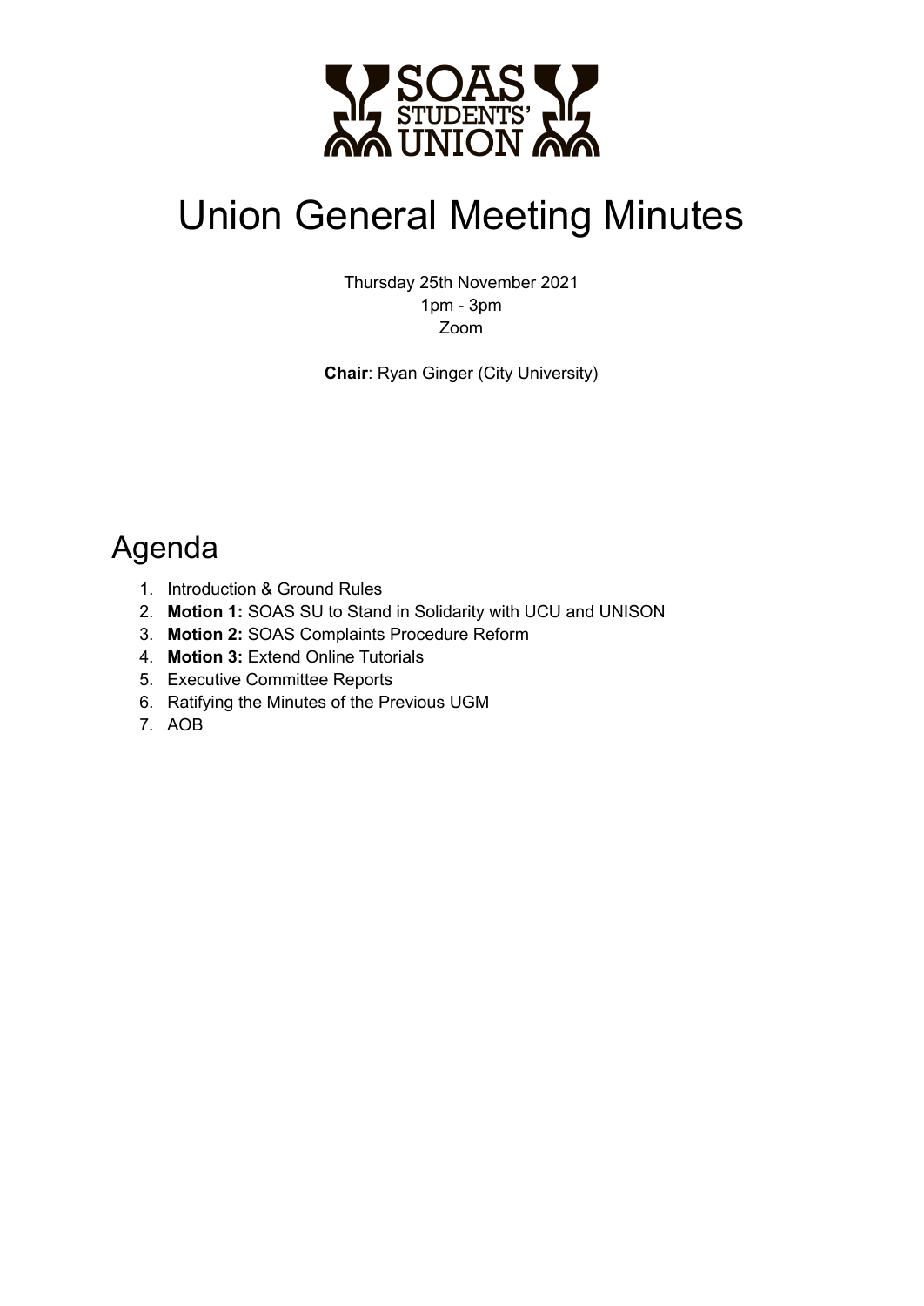# Union General Meeting Minutes

Thursday 25th November 2021
1pm - 3pm
Zoom

**Chair**: Ryan Ginger (City University)

## Agenda

1. Introduction & Ground Rules
2. **Motion 1:** SOAS SU to Stand in Solidarity with UCU and UNISON
3. **Motion 2:** SOAS Complaints Procedure Reform
4. **Motion 3:** Extend Online Tutorials
5. Executive Committee Reports
6. Ratifying the Minutes of the Previous UGM
7. AOB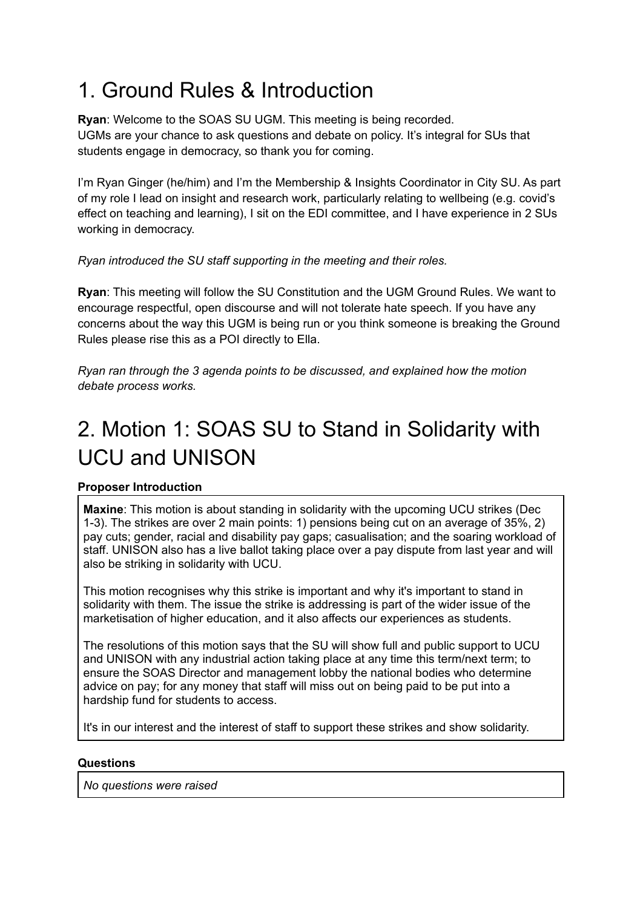# 1. Ground Rules & Introduction

**Ryan**: Welcome to the SOAS SU UGM. This meeting is being recorded.
UGMs are your chance to ask questions and debate on policy. It's integral for SUs that students engage in democracy, so thank you for coming.

I'm Ryan Ginger (he/him) and I'm the Membership & Insights Coordinator in City SU. As part of my role I lead on insight and research work, particularly relating to wellbeing (e.g. covid's effect on teaching and learning), I sit on the EDI committee, and I have experience in 2 SUs working in democracy.

*Ryan introduced the SU staff supporting in the meeting and their roles.*

**Ryan**: This meeting will follow the SU Constitution and the UGM Ground Rules. We want to encourage respectful, open discourse and will not tolerate hate speech. If you have any concerns about the way this UGM is being run or you think someone is breaking the Ground Rules please rise this as a POI directly to Ella.

*Ryan ran through the 3 agenda points to be discussed, and explained how the motion debate process works.*

# 2. Motion 1: SOAS SU to Stand in Solidarity with UCU and UNISON

**Proposer Introduction**

**Maxine**: This motion is about standing in solidarity with the upcoming UCU strikes (Dec 1-3). The strikes are over 2 main points: 1) pensions being cut on an average of 35%, 2) pay cuts; gender, racial and disability pay gaps; casualisation; and the soaring workload of staff. UNISON also has a live ballot taking place over a pay dispute from last year and will also be striking in solidarity with UCU.

This motion recognises why this strike is important and why it's important to stand in solidarity with them. The issue the strike is addressing is part of the wider issue of the marketisation of higher education, and it also affects our experiences as students.

The resolutions of this motion says that the SU will show full and public support to UCU and UNISON with any industrial action taking place at any time this term/next term; to ensure the SOAS Director and management lobby the national bodies who determine advice on pay; for any money that staff will miss out on being paid to be put into a hardship fund for students to access.

It's in our interest and the interest of staff to support these strikes and show solidarity.

**Questions**

*No questions were raised*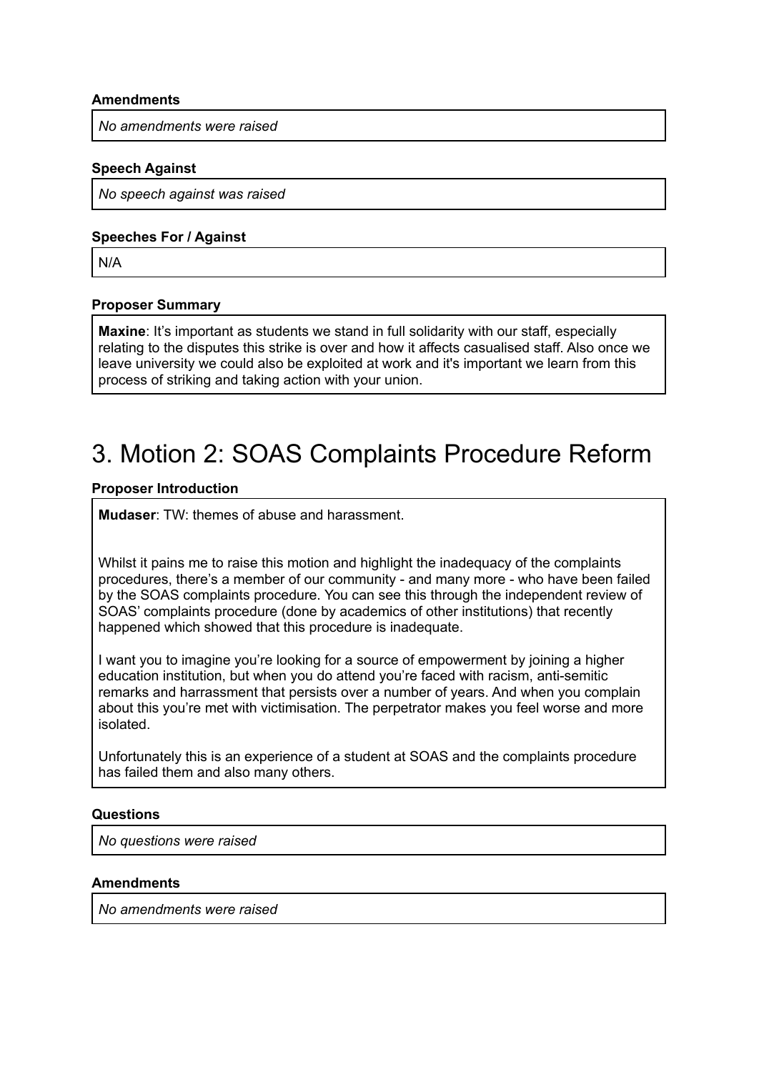**Amendments**

*No amendments were raised*

**Speech Against**

*No speech against was raised*

**Speeches For / Against**

N/A

**Proposer Summary**

**Maxine**: It's important as students we stand in full solidarity with our staff, especially relating to the disputes this strike is over and how it affects casualised staff. Also once we leave university we could also be exploited at work and it's important we learn from this process of striking and taking action with your union.

# 3. Motion 2: SOAS Complaints Procedure Reform

**Proposer Introduction**

**Mudaser**: TW: themes of abuse and harassment.

Whilst it pains me to raise this motion and highlight the inadequacy of the complaints procedures, there's a member of our community - and many more - who have been failed by the SOAS complaints procedure. You can see this through the independent review of SOAS' complaints procedure (done by academics of other institutions) that recently happened which showed that this procedure is inadequate.

I want you to imagine you're looking for a source of empowerment by joining a higher education institution, but when you do attend you're faced with racism, anti-semitic remarks and harrassment that persists over a number of years. And when you complain about this you're met with victimisation. The perpetrator makes you feel worse and more isolated.

Unfortunately this is an experience of a student at SOAS and the complaints procedure has failed them and also many others.

**Questions**

*No questions were raised*

**Amendments**

*No amendments were raised*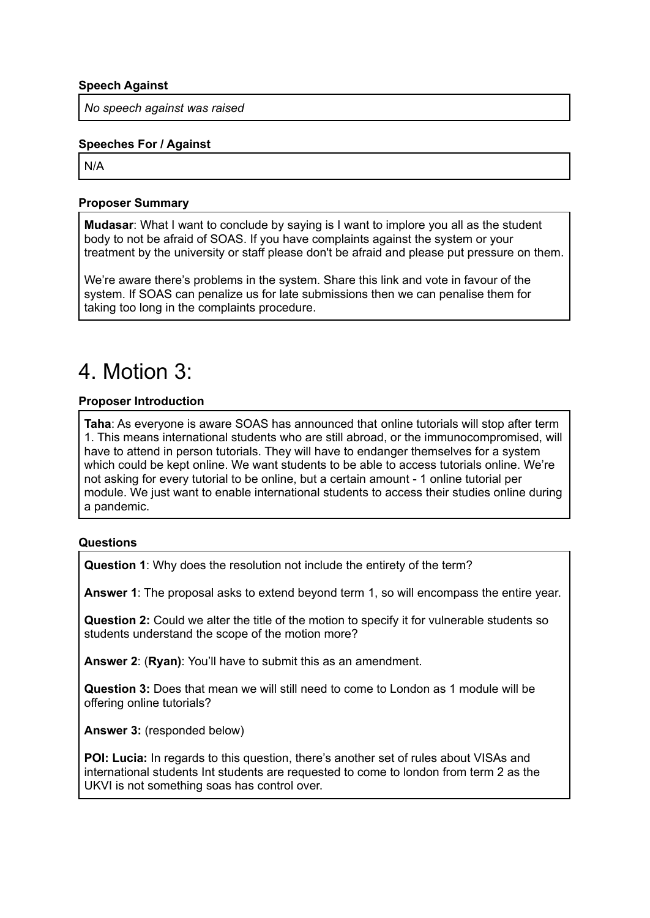**Speech Against**

*No speech against was raised*

**Speeches For / Against**

N/A

**Proposer Summary**

**Mudasar**: What I want to conclude by saying is I want to implore you all as the student body to not be afraid of SOAS. If you have complaints against the system or your treatment by the university or staff please don't be afraid and please put pressure on them.

We're aware there's problems in the system. Share this link and vote in favour of the system. If SOAS can penalize us for late submissions then we can penalise them for taking too long in the complaints procedure.

# 4. Motion 3:

**Proposer Introduction**

**Taha**: As everyone is aware SOAS has announced that online tutorials will stop after term 1. This means international students who are still abroad, or the immunocompromised, will have to attend in person tutorials. They will have to endanger themselves for a system which could be kept online. We want students to be able to access tutorials online. We're not asking for every tutorial to be online, but a certain amount - 1 online tutorial per module. We just want to enable international students to access their studies online during a pandemic.

**Questions**

**Question 1**: Why does the resolution not include the entirety of the term?

**Answer 1**: The proposal asks to extend beyond term 1, so will encompass the entire year.

**Question 2:** Could we alter the title of the motion to specify it for vulnerable students so students understand the scope of the motion more?

**Answer 2**: (**Ryan)**: You'll have to submit this as an amendment.

**Question 3:** Does that mean we will still need to come to London as 1 module will be offering online tutorials?

**Answer 3:** (responded below)

**POI: Lucia:** In regards to this question, there's another set of rules about VISAs and international students Int students are requested to come to london from term 2 as the UKVI is not something soas has control over.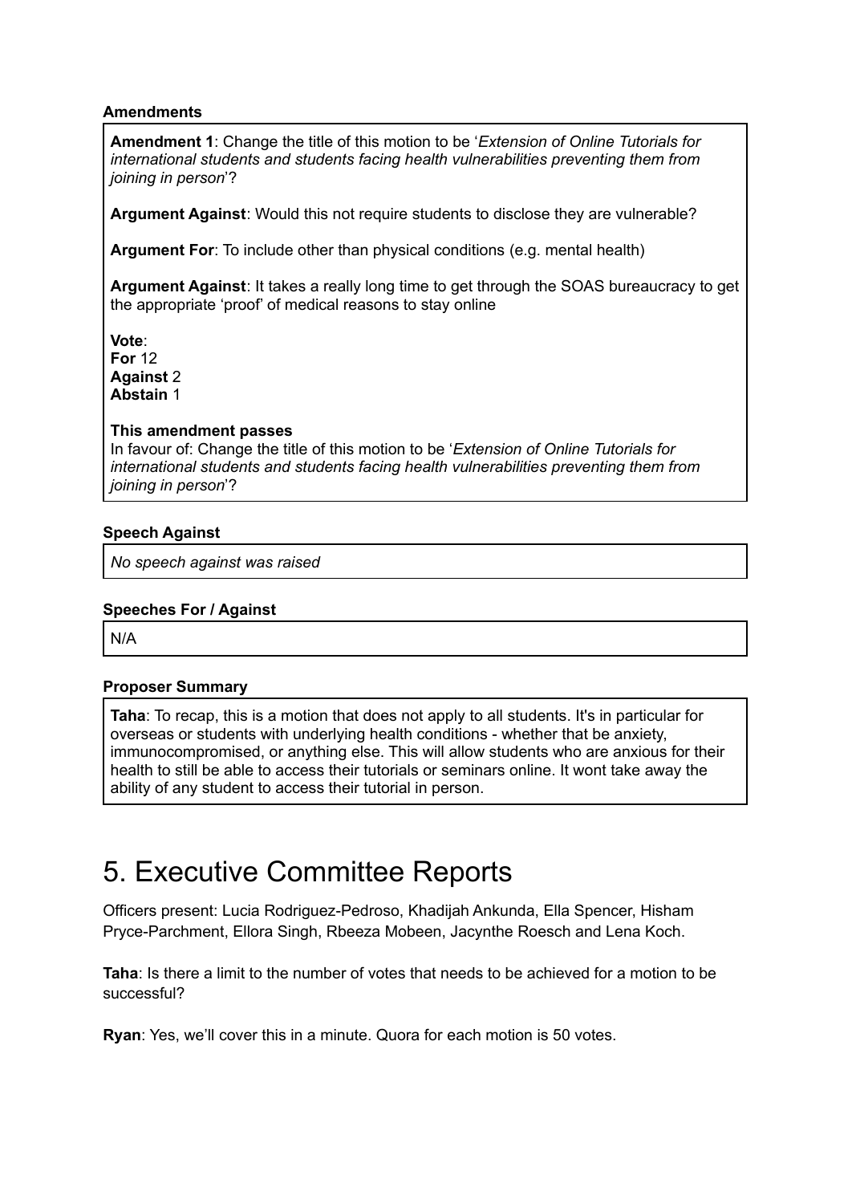**Amendments**

**Amendment 1**: Change the title of this motion to be '*Extension of Online Tutorials for international students and students facing health vulnerabilities preventing them from joining in person*'?

**Argument Against**: Would this not require students to disclose they are vulnerable?

**Argument For**: To include other than physical conditions (e.g. mental health)

**Argument Against**: It takes a really long time to get through the SOAS bureaucracy to get the appropriate 'proof' of medical reasons to stay online

**Vote**:
**For** 12
**Against** 2
**Abstain** 1

**This amendment passes**
In favour of: Change the title of this motion to be '*Extension of Online Tutorials for international students and students facing health vulnerabilities preventing them from joining in person*'?

**Speech Against**

*No speech against was raised*

**Speeches For / Against**

N/A

**Proposer Summary**

**Taha**: To recap, this is a motion that does not apply to all students. It's in particular for overseas or students with underlying health conditions - whether that be anxiety, immunocompromised, or anything else. This will allow students who are anxious for their health to still be able to access their tutorials or seminars online. It wont take away the ability of any student to access their tutorial in person.

# 5. Executive Committee Reports

Officers present: Lucia Rodriguez-Pedroso, Khadijah Ankunda, Ella Spencer, Hisham Pryce-Parchment, Ellora Singh, Rbeeza Mobeen, Jacynthe Roesch and Lena Koch.

**Taha**: Is there a limit to the number of votes that needs to be achieved for a motion to be successful?

**Ryan**: Yes, we'll cover this in a minute. Quora for each motion is 50 votes.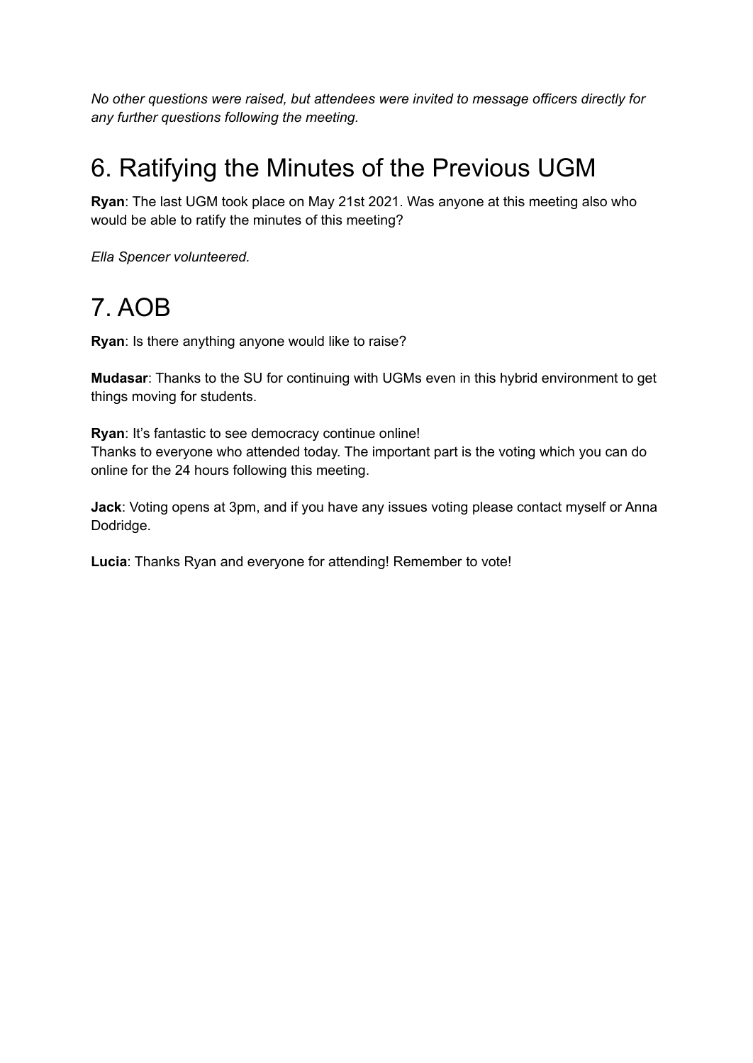*No other questions were raised, but attendees were invited to message officers directly for any further questions following the meeting.*

# 6. Ratifying the Minutes of the Previous UGM

**Ryan**: The last UGM took place on May 21st 2021. Was anyone at this meeting also who would be able to ratify the minutes of this meeting?

*Ella Spencer volunteered.*

# 7. AOB

**Ryan**: Is there anything anyone would like to raise?

**Mudasar**: Thanks to the SU for continuing with UGMs even in this hybrid environment to get things moving for students.

**Ryan**: It's fantastic to see democracy continue online!
Thanks to everyone who attended today. The important part is the voting which you can do online for the 24 hours following this meeting.

**Jack**: Voting opens at 3pm, and if you have any issues voting please contact myself or Anna Dodridge.

**Lucia**: Thanks Ryan and everyone for attending! Remember to vote!